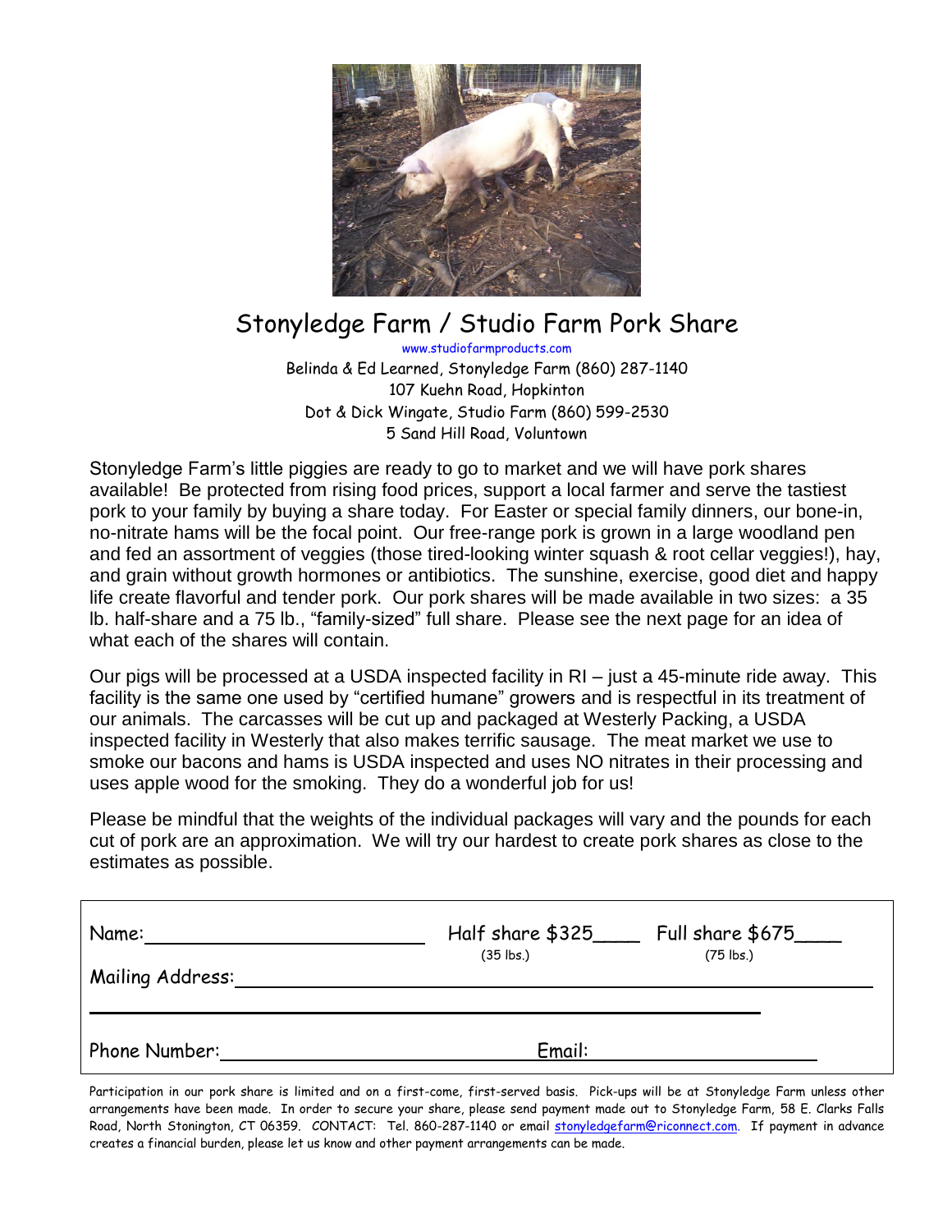# Stonyledge Farm / Studio Farm Pork Share

www.studiofarmproducts.com

Belinda & Ed Learned, Stonyledge Farm (860) 287-1140
107 Kuehn Road, Hopkinton
Dot & Dick Wingate, Studio Farm (860) 599-2530
5 Sand Hill Road, Voluntown

Stonyledge Farm's little piggies are ready to go to market and we will have pork shares available! Be protected from rising food prices, support a local farmer and serve the tastiest pork to your family by buying a share today. For Easter or special family dinners, our bone-in, no-nitrate hams will be the focal point. Our free-range pork is grown in a large woodland pen and fed an assortment of veggies (those tired-looking winter squash & root cellar veggies!), hay, and grain without growth hormones or antibiotics. The sunshine, exercise, good diet and happy life create flavorful and tender pork. Our pork shares will be made available in two sizes: a 35 lb. half-share and a 75 lb., "family-sized" full share. Please see the next page for an idea of what each of the shares will contain.

Our pigs will be processed at a USDA inspected facility in RI – just a 45-minute ride away. This facility is the same one used by "certified humane" growers and is respectful in its treatment of our animals. The carcasses will be cut up and packaged at Westerly Packing, a USDA inspected facility in Westerly that also makes terrific sausage. The meat market we use to smoke our bacons and hams is USDA inspected and uses NO nitrates in their processing and uses apple wood for the smoking. They do a wonderful job for us!

Please be mindful that the weights of the individual packages will vary and the pounds for each cut of pork are an approximation. We will try our hardest to create pork shares as close to the estimates as possible.

Name: ______________________ Half share $325____ (35 lbs.) Full share $675____ (75 lbs.)

Mailing Address: ______________________________________________

______________________________________________

Phone Number: ______________________ Email: ______________________

Participation in our pork share is limited and on a first-come, first-served basis. Pick-ups will be at Stonyledge Farm unless other arrangements have been made. In order to secure your share, please send payment made out to Stonyledge Farm, 58 E. Clarks Falls Road, North Stonington, CT 06359. CONTACT: Tel. 860-287-1140 or email stonyledgefarm@riconnect.com. If payment in advance creates a financial burden, please let us know and other payment arrangements can be made.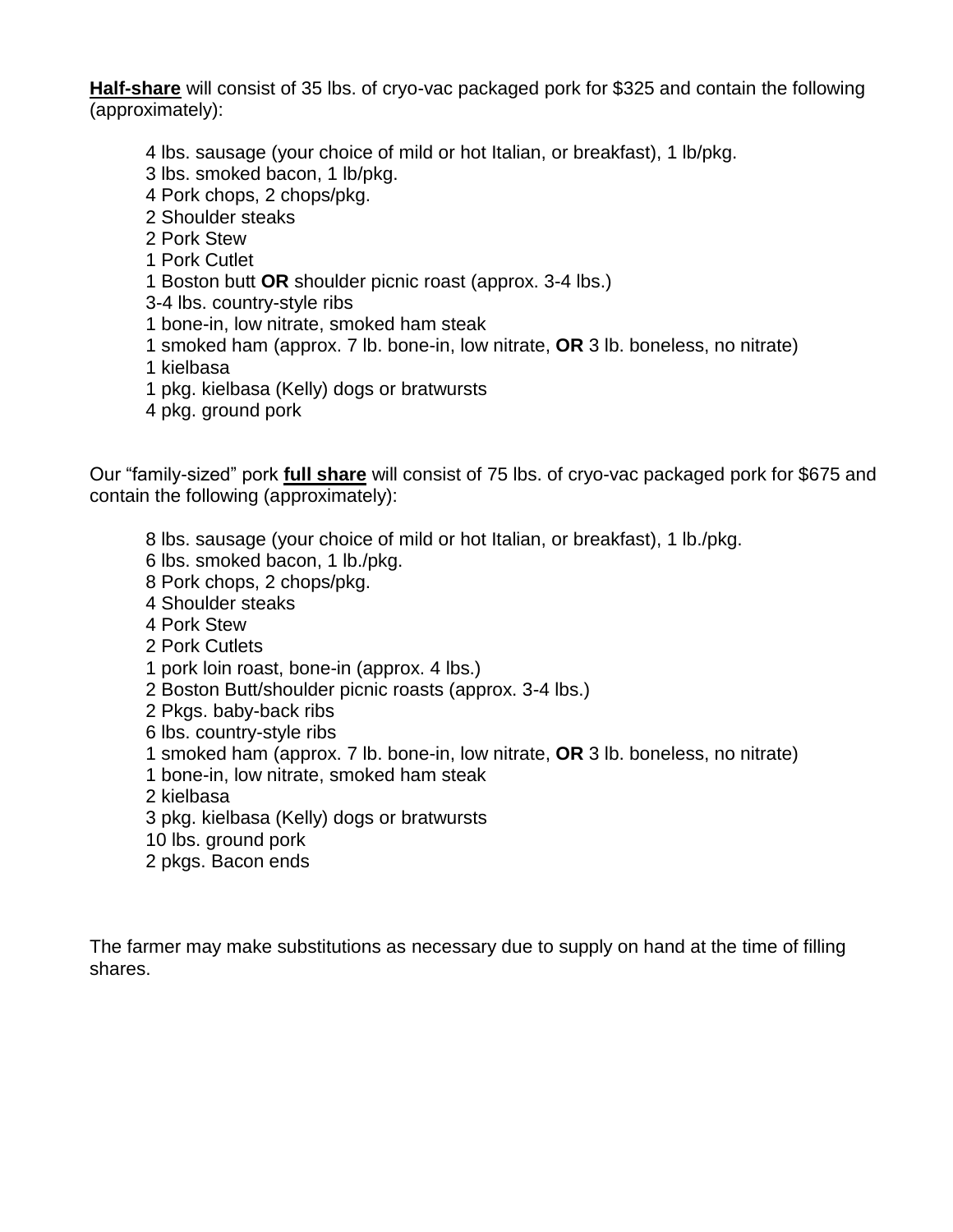**<u>Half-share</u>** will consist of 35 lbs. of cryo-vac packaged pork for $325 and contain the following (approximately):

- 4 lbs. sausage (your choice of mild or hot Italian, or breakfast), 1 lb/pkg.
- 3 lbs. smoked bacon, 1 lb/pkg.
- 4 Pork chops, 2 chops/pkg.
- 2 Shoulder steaks
- 2 Pork Stew
- 1 Pork Cutlet
- 1 Boston butt **OR** shoulder picnic roast (approx. 3-4 lbs.)
- 3-4 lbs. country-style ribs
- 1 bone-in, low nitrate, smoked ham steak
- 1 smoked ham (approx. 7 lb. bone-in, low nitrate, **OR** 3 lb. boneless, no nitrate)
- 1 kielbasa
- 1 pkg. kielbasa (Kelly) dogs or bratwursts
- 4 pkg. ground pork

Our "family-sized" pork **<u>full share</u>** will consist of 75 lbs. of cryo-vac packaged pork for $675 and contain the following (approximately):

- 8 lbs. sausage (your choice of mild or hot Italian, or breakfast), 1 lb./pkg.
- 6 lbs. smoked bacon, 1 lb./pkg.
- 8 Pork chops, 2 chops/pkg.
- 4 Shoulder steaks
- 4 Pork Stew
- 2 Pork Cutlets
- 1 pork loin roast, bone-in (approx. 4 lbs.)
- 2 Boston Butt/shoulder picnic roasts (approx. 3-4 lbs.)
- 2 Pkgs. baby-back ribs
- 6 lbs. country-style ribs
- 1 smoked ham (approx. 7 lb. bone-in, low nitrate, **OR** 3 lb. boneless, no nitrate)
- 1 bone-in, low nitrate, smoked ham steak
- 2 kielbasa
- 3 pkg. kielbasa (Kelly) dogs or bratwursts
- 10 lbs. ground pork
- 2 pkgs. Bacon ends

The farmer may make substitutions as necessary due to supply on hand at the time of filling shares.